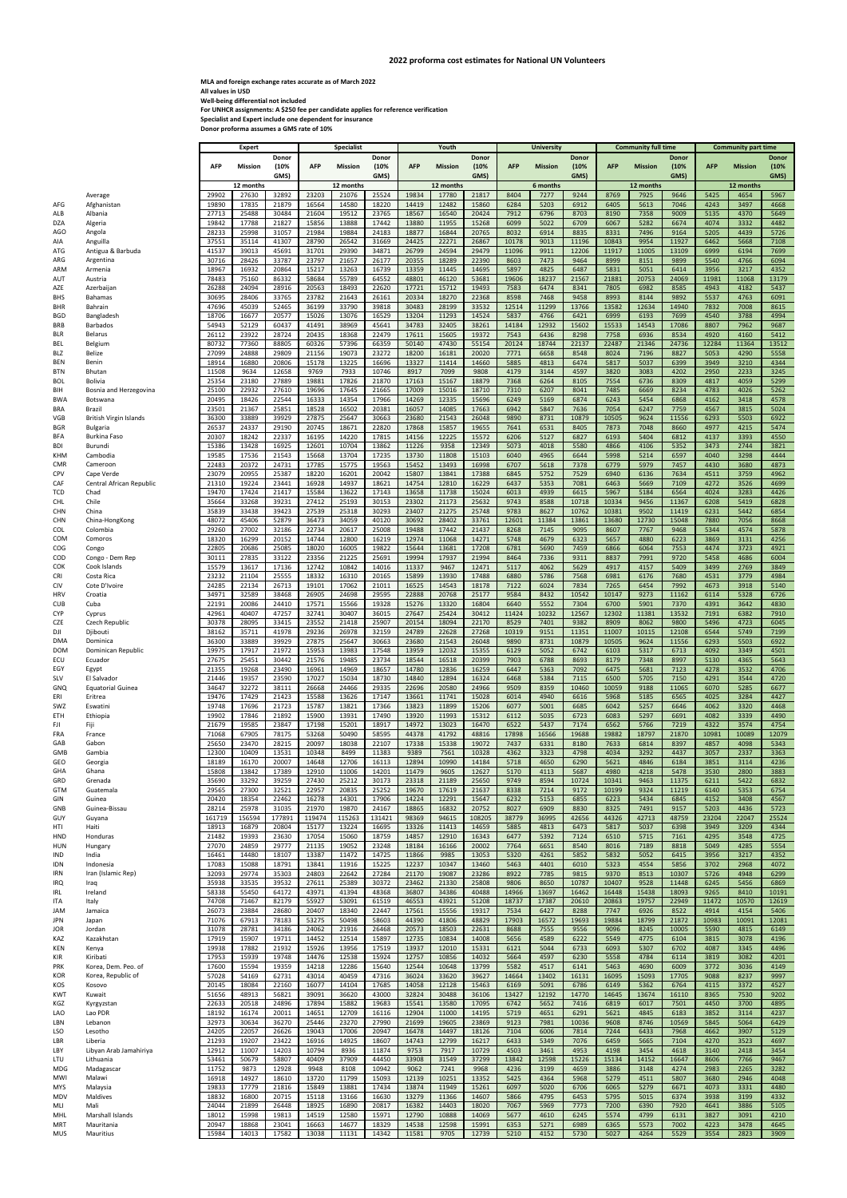## 2022 proforma cost estimates for National UN Volunteers

**MLA and foreign exchange rates accurate as of March 2022**
**All values in USD**
**Well-being differential not included**
**For UNHCR assignments: A $250 fee per candidate applies for reference verification**
**Specialist and Expert include one dependent for insurance**
**Donor proforma assumes a GMS rate of 10%**

| | | Expert | | | Specialist | | | Youth | | | University | | | Community full time | | | Community part time | | |
|---|---|---|---|---|---|---|---|---|---|---|---|---|---|---|---|---|---|---|---|
| | | AFP | Mission | Donor (10% GMS) | AFP | Mission | Donor (10% GMS) | AFP | Mission | Donor (10% GMS) | AFP | Mission | Donor (10% GMS) | AFP | Mission | Donor (10% GMS) | AFP | Mission | Donor (10% GMS) |
| | | 12 months | | | 12 months | | | 12 months | | | 6 months | | | 12 months | | | 12 months | | |
| | Average | 29902 | 27630 | 32892 | 23203 | 21076 | 25524 | 19834 | 17780 | 21817 | 8404 | 7277 | 9244 | 8769 | 7925 | 9646 | 5425 | 4654 | 5967 |
| AFG | Afghanistan | 19890 | 17835 | 21879 | 16564 | 14580 | 18220 | 14419 | 12482 | 15860 | 6284 | 5203 | 6912 | 6405 | 5613 | 7046 | 4243 | 3497 | 4668 |
| ALB | Albania | 27713 | 25488 | 30484 | 21604 | 19512 | 23765 | 18567 | 16540 | 20424 | 7912 | 6796 | 8703 | 8190 | 7358 | 9009 | 5135 | 4370 | 5649 |
| DZA | Algeria | 19842 | 17788 | 21827 | 15856 | 13888 | 17442 | 13880 | 11955 | 15268 | 6099 | 5022 | 6709 | 6067 | 5282 | 6674 | 4073 | 3332 | 4482 |
| AGO | Angola | 28233 | 25998 | 31057 | 21984 | 19884 | 24183 | 18877 | 16844 | 20765 | 8032 | 6914 | 8835 | 8331 | 7496 | 9164 | 5205 | 4439 | 5726 |
| AIA | Anguilla | 37551 | 35114 | 41307 | 28790 | 26542 | 31669 | 24425 | 22271 | 26867 | 10178 | 9013 | 11196 | 10843 | 9954 | 11927 | 6462 | 5668 | 7108 |
| ATG | Antigua & Barbuda | 41537 | 39013 | 45691 | 31701 | 29390 | 34871 | 26799 | 24594 | 29479 | 11096 | 9911 | 12206 | 11917 | 11005 | 13109 | 6999 | 6194 | 7699 |
| ARG | Argentina | 30716 | 28426 | 33787 | 23797 | 21657 | 26177 | 20355 | 18289 | 22390 | 8603 | 7473 | 9464 | 8999 | 8151 | 9899 | 5540 | 4766 | 6094 |
| ARM | Armenia | 18967 | 16932 | 20864 | 15217 | 13263 | 16739 | 13359 | 11445 | 14695 | 5897 | 4825 | 6487 | 5831 | 5051 | 6414 | 3956 | 3217 | 4352 |
| AUT | Austria | 78483 | 75160 | 86332 | 58684 | 55789 | 64552 | 48801 | 46120 | 53681 | 19606 | 18237 | 21567 | 21881 | 20753 | 24069 | 11981 | 11068 | 13179 |
| AZE | Azerbaijan | 26288 | 24094 | 28916 | 20563 | 18493 | 22620 | 17721 | 15712 | 19493 | 7583 | 6474 | 8341 | 7805 | 6982 | 8585 | 4943 | 4182 | 5437 |
| BHS | Bahamas | 30695 | 28406 | 33765 | 23782 | 21643 | 26161 | 20334 | 18270 | 22368 | 8598 | 7468 | 9458 | 8993 | 8144 | 9892 | 5537 | 4763 | 6091 |
| BHR | Bahrain | 47696 | 45039 | 52465 | 36199 | 33790 | 39818 | 30483 | 28199 | 33532 | 12514 | 11299 | 13766 | 13582 | 12634 | 14940 | 7832 | 7008 | 8615 |
| BGD | Bangladesh | 18706 | 16677 | 20577 | 15026 | 13076 | 16529 | 13204 | 11293 | 14524 | 5837 | 4766 | 6421 | 6999 | 6193 | 7699 | 4540 | 3788 | 4994 |
| BRB | Barbados | 54943 | 52129 | 60437 | 41491 | 38969 | 45641 | 34783 | 32405 | 38261 | 14184 | 12932 | 15602 | 15533 | 14543 | 17086 | 8807 | 7962 | 9687 |
| BLR | Belarus | 26112 | 23922 | 28724 | 20435 | 18368 | 22479 | 17611 | 15605 | 19372 | 7543 | 6436 | 8298 | 7758 | 6936 | 8534 | 4920 | 4160 | 5412 |
| BEL | Belgium | 80732 | 77360 | 88805 | 60326 | 57396 | 66359 | 50140 | 47430 | 55154 | 20124 | 18744 | 22137 | 22487 | 21346 | 24736 | 12284 | 11364 | 13512 |
| BLZ | Belize | 27099 | 24888 | 29809 | 21156 | 19073 | 23272 | 18200 | 16181 | 20020 | 7771 | 6658 | 8548 | 8024 | 7196 | 8827 | 5053 | 4290 | 5558 |
| BEN | Benin | 18914 | 16880 | 20806 | 15178 | 13225 | 16696 | 13327 | 11414 | 14660 | 5885 | 4813 | 6474 | 5817 | 5037 | 6399 | 3949 | 3210 | 4344 |
| BTN | Bhutan | 11508 | 9634 | 12658 | 9769 | 7933 | 10746 | 8917 | 7099 | 9808 | 4179 | 3144 | 4597 | 3820 | 3083 | 4202 | 2950 | 2233 | 3245 |
| BOL | Bolivia | 25354 | 23180 | 27889 | 19881 | 17826 | 21870 | 17163 | 15167 | 18879 | 7368 | 6264 | 8105 | 7554 | 6736 | 8309 | 4817 | 4059 | 5299 |
| BIH | Bosnia and Herzegovina | 25100 | 22932 | 27610 | 19696 | 17645 | 21665 | 17009 | 15016 | 18710 | 7310 | 6207 | 8041 | 7485 | 6669 | 8234 | 4783 | 4026 | 5262 |
| BWA | Botswana | 20495 | 18426 | 22544 | 16333 | 14354 | 17966 | 14269 | 12335 | 15696 | 6249 | 5169 | 6874 | 6243 | 5454 | 6868 | 4162 | 3418 | 4578 |
| BRA | Brazil | 23501 | 21367 | 25851 | 18528 | 16502 | 20381 | 16057 | 14085 | 17663 | 6942 | 5847 | 7636 | 7054 | 6247 | 7759 | 4567 | 3815 | 5024 |
| VGB | British Virgin Islands | 36300 | 33889 | 39929 | 27875 | 25647 | 30663 | 23680 | 21543 | 26048 | 9890 | 8731 | 10879 | 10505 | 9624 | 11556 | 6293 | 5503 | 6922 |
| BGR | Bulgaria | 26537 | 24337 | 29190 | 20745 | 18671 | 22820 | 17868 | 15857 | 19655 | 7641 | 6531 | 8405 | 7873 | 7048 | 8660 | 4977 | 4215 | 5474 |
| BFA | Burkina Faso | 20307 | 18242 | 22337 | 16195 | 14220 | 17815 | 14156 | 12225 | 15572 | 6206 | 5127 | 6827 | 6193 | 5404 | 6812 | 4137 | 3393 | 4550 |
| BDI | Burundi | 15386 | 13428 | 16925 | 12601 | 10704 | 13862 | 11226 | 9358 | 12349 | 5073 | 4018 | 5580 | 4866 | 4106 | 5352 | 3473 | 2744 | 3821 |
| KHM | Cambodia | 19585 | 17536 | 21543 | 15668 | 13704 | 17235 | 13730 | 11808 | 15103 | 6040 | 4965 | 6644 | 5998 | 5214 | 6597 | 4040 | 3298 | 4444 |
| CMR | Cameroon | 22483 | 20372 | 24731 | 17785 | 15775 | 19563 | 15452 | 13493 | 16998 | 6707 | 5618 | 7378 | 6779 | 5979 | 7457 | 4430 | 3680 | 4873 |
| CPV | Cape Verde | 23079 | 20955 | 25387 | 18220 | 16201 | 20042 | 15807 | 13841 | 17388 | 6845 | 5752 | 7529 | 6940 | 6136 | 7634 | 4511 | 3759 | 4962 |
| CAF | Central African Republic | 21310 | 19224 | 23441 | 16928 | 14937 | 18621 | 14754 | 12810 | 16229 | 6437 | 5353 | 7081 | 6463 | 5669 | 7109 | 4272 | 3526 | 4699 |
| TCD | Chad | 19470 | 17424 | 21417 | 15584 | 13622 | 17143 | 13658 | 11738 | 15024 | 6013 | 4939 | 6615 | 5967 | 5184 | 6564 | 4024 | 3283 | 4426 |
| CHL | Chile | 35664 | 33268 | 39231 | 27412 | 25193 | 30153 | 23302 | 21173 | 25632 | 9743 | 8588 | 10718 | 10334 | 9456 | 11367 | 6208 | 5419 | 6828 |
| CHN | China | 35839 | 33438 | 39423 | 27539 | 25318 | 30293 | 23407 | 21275 | 25748 | 9783 | 8627 | 10762 | 10381 | 9502 | 11419 | 6231 | 5442 | 6854 |
| CHN | China-HongKong | 48072 | 45406 | 52879 | 36473 | 34059 | 40120 | 30692 | 28402 | 33761 | 12601 | 11384 | 13861 | 13680 | 12730 | 15048 | 7880 | 7056 | 8668 |
| COL | Colombia | 29260 | 27002 | 32186 | 22734 | 20617 | 25008 | 19488 | 17442 | 21437 | 8268 | 7145 | 9095 | 8607 | 7767 | 9468 | 5344 | 4574 | 5878 |
| COM | Comoros | 18320 | 16299 | 20152 | 14744 | 12800 | 16219 | 12974 | 11068 | 14271 | 5748 | 4679 | 6323 | 5657 | 4880 | 6223 | 3869 | 3131 | 4256 |
| COG | Congo | 22805 | 20686 | 25085 | 18020 | 16005 | 19822 | 15644 | 13681 | 17208 | 6781 | 5690 | 7459 | 6866 | 6064 | 7553 | 4474 | 3723 | 4921 |
| COD | Congo - Dem Rep | 30111 | 27835 | 33122 | 23356 | 21225 | 25691 | 19994 | 17937 | 21994 | 8464 | 7336 | 9311 | 8837 | 7991 | 9720 | 5458 | 4686 | 6004 |
| COK | Cook Islands | 15579 | 13617 | 17136 | 12742 | 10842 | 14016 | 11337 | 9467 | 12471 | 5117 | 4062 | 5629 | 4917 | 4157 | 5409 | 3499 | 2769 | 3849 |
| CRI | Costa Rica | 23232 | 21104 | 25555 | 18332 | 16310 | 20165 | 15899 | 13930 | 17488 | 6880 | 5786 | 7568 | 6981 | 6176 | 7680 | 4531 | 3779 | 4984 |
| CIV | Cote D'Ivoire | 24285 | 22134 | 26713 | 19101 | 17062 | 21011 | 16525 | 14543 | 18178 | 7122 | 6024 | 7834 | 7265 | 6454 | 7992 | 4673 | 3918 | 5140 |
| HRV | Croatia | 34971 | 32589 | 38468 | 26905 | 24698 | 29595 | 22888 | 20768 | 25177 | 9584 | 8432 | 10542 | 10147 | 9273 | 11162 | 6114 | 5328 | 6726 |
| CUB | Cuba | 22191 | 20086 | 24410 | 17571 | 15566 | 19328 | 15276 | 13320 | 16804 | 6640 | 5552 | 7304 | 6700 | 5901 | 7370 | 4391 | 3642 | 4830 |
| CYP | Cyprus | 42961 | 40407 | 47257 | 32741 | 30407 | 36015 | 27647 | 25424 | 30412 | 11424 | 10232 | 12567 | 12302 | 11381 | 13532 | 7191 | 6382 | 7910 |
| CZE | Czech Republic | 30378 | 28095 | 33415 | 23552 | 21418 | 25907 | 20154 | 18094 | 22170 | 8529 | 7401 | 9382 | 8909 | 8062 | 9800 | 5496 | 4723 | 6045 |
| DJI | Djibouti | 38162 | 35711 | 41978 | 29236 | 26978 | 32159 | 24789 | 22628 | 27268 | 10319 | 9151 | 11351 | 11007 | 10115 | 12108 | 6544 | 5749 | 7199 |
| DMA | Dominica | 36300 | 33889 | 39929 | 27875 | 25647 | 30663 | 23680 | 21543 | 26048 | 9890 | 8731 | 10879 | 10505 | 9624 | 11556 | 6293 | 5503 | 6922 |
| DOM | Dominican Republic | 19975 | 17917 | 21972 | 15953 | 13983 | 17548 | 13959 | 12032 | 15355 | 6129 | 5052 | 6742 | 6103 | 5317 | 6713 | 4092 | 3349 | 4501 |
| ECU | Ecuador | 27675 | 25451 | 30442 | 21576 | 19485 | 23734 | 18544 | 16518 | 20399 | 7903 | 6788 | 8693 | 8179 | 7348 | 8997 | 5130 | 4365 | 5643 |
| EGY | Egypt | 21355 | 19268 | 23490 | 16961 | 14969 | 18657 | 14780 | 12836 | 16259 | 6447 | 5363 | 7092 | 6475 | 5681 | 7123 | 4278 | 3532 | 4706 |
| SLV | El Salvador | 21446 | 19357 | 23590 | 17027 | 15034 | 18730 | 14840 | 12894 | 16324 | 6468 | 5384 | 7115 | 6500 | 5705 | 7150 | 4291 | 3544 | 4720 |
| GNQ | Equatorial Guinea | 34647 | 32272 | 38111 | 26668 | 24466 | 29335 | 22696 | 20580 | 24966 | 9509 | 8359 | 10460 | 10059 | 9188 | 11065 | 6070 | 5285 | 6677 |
| ERI | Eritrea | 19476 | 17429 | 21423 | 15588 | 13626 | 17147 | 13661 | 11741 | 15028 | 6014 | 4940 | 6616 | 5968 | 5185 | 6565 | 4025 | 3284 | 4427 |
| SWZ | Eswatini | 19748 | 17696 | 21723 | 15787 | 13821 | 17366 | 13823 | 11899 | 15206 | 6077 | 5001 | 6685 | 6042 | 5257 | 6646 | 4062 | 3320 | 4468 |
| ETH | Ethiopia | 19902 | 17846 | 21892 | 15900 | 13931 | 17490 | 13920 | 11993 | 15312 | 6112 | 5035 | 6723 | 6083 | 5297 | 6691 | 4082 | 3339 | 4490 |
| FJI | Fiji | 21679 | 19585 | 23847 | 17198 | 15201 | 18917 | 14972 | 13023 | 16470 | 6522 | 5437 | 7174 | 6562 | 5766 | 7219 | 4322 | 3574 | 4754 |
| FRA | France | 71068 | 67905 | 78175 | 53268 | 50490 | 58595 | 44378 | 41792 | 48816 | 17898 | 16566 | 19688 | 19882 | 18797 | 21870 | 10981 | 10089 | 12079 |
| GAB | Gabon | 25650 | 23470 | 28215 | 20097 | 18038 | 22107 | 17338 | 15338 | 19072 | 7437 | 6331 | 8180 | 7633 | 6814 | 8397 | 4857 | 4098 | 5343 |
| GMB | Gambia | 12300 | 10409 | 13531 | 10348 | 8499 | 11383 | 9389 | 7561 | 10328 | 4362 | 3323 | 4798 | 4034 | 3292 | 4437 | 3057 | 2337 | 3363 |
| GEO | Georgia | 18189 | 16170 | 20007 | 14648 | 12706 | 16113 | 12894 | 10990 | 14184 | 5718 | 4650 | 6290 | 5621 | 4846 | 6184 | 3851 | 3114 | 4236 |
| GHA | Ghana | 15808 | 13842 | 17389 | 12910 | 11006 | 14201 | 11479 | 9605 | 12627 | 5170 | 4113 | 5687 | 4980 | 4218 | 5478 | 3530 | 2800 | 3883 |
| GRD | Grenada | 35690 | 33292 | 39259 | 27430 | 25212 | 30173 | 23318 | 21189 | 25650 | 9749 | 8594 | 10724 | 10341 | 9463 | 11375 | 6211 | 5422 | 6832 |
| GTM | Guatemala | 29565 | 27300 | 32521 | 22957 | 20835 | 25252 | 19670 | 17619 | 21637 | 8338 | 7214 | 9172 | 10199 | 9324 | 11219 | 6140 | 5353 | 6754 |
| GIN | Guinea | 20420 | 18354 | 22462 | 16278 | 14301 | 17906 | 14224 | 12291 | 15647 | 6232 | 5153 | 6855 | 6223 | 5434 | 6845 | 4152 | 3408 | 4567 |
| GNB | Guinea-Bissau | 28214 | 25978 | 31035 | 21970 | 19870 | 24167 | 18865 | 16832 | 20752 | 8027 | 6909 | 8830 | 8325 | 7491 | 9157 | 5203 | 4436 | 5723 |
| GUY | Guyana | 161719 | 156594 | 177891 | 119474 | 115263 | 131421 | 98369 | 94615 | 108205 | 38779 | 36995 | 42656 | 44326 | 42713 | 48759 | 23204 | 22047 | 25524 |
| HTI | Haiti | 18913 | 16879 | 20804 | 15177 | 13224 | 16695 | 13326 | 11413 | 14659 | 5885 | 4813 | 6473 | 5817 | 5037 | 6398 | 3949 | 3209 | 4344 |
| HND | Honduras | 21482 | 19393 | 23630 | 17054 | 15060 | 18759 | 14857 | 12910 | 16343 | 6477 | 5392 | 7124 | 6510 | 5715 | 7161 | 4295 | 3548 | 4725 |
| HUN | Hungary | 27070 | 24859 | 29777 | 21135 | 19052 | 23248 | 18184 | 16166 | 20002 | 7764 | 6651 | 8540 | 8016 | 7189 | 8818 | 5049 | 4285 | 5554 |
| IND | India | 16461 | 14480 | 18107 | 13387 | 11472 | 14725 | 11866 | 9985 | 13053 | 5320 | 4261 | 5852 | 5832 | 5052 | 6415 | 3956 | 3217 | 4352 |
| IDN | Indonesia | 17083 | 15088 | 18791 | 13841 | 11916 | 15225 | 12237 | 10347 | 13460 | 5463 | 4401 | 6010 | 5323 | 4554 | 5856 | 3702 | 2968 | 4072 |
| IRN | Iran (Islamic Rep) | 32093 | 29774 | 35303 | 24803 | 22642 | 27284 | 21170 | 19087 | 23286 | 8922 | 7785 | 9815 | 9370 | 8513 | 10307 | 5726 | 4948 | 6299 |
| IRQ | Iraq | 35938 | 33535 | 39532 | 27611 | 25389 | 30372 | 23462 | 21330 | 25808 | 9806 | 8650 | 10787 | 10407 | 9528 | 11448 | 6245 | 5456 | 6869 |
| IRL | Ireland | 58338 | 55450 | 64172 | 43971 | 41394 | 48368 | 36807 | 34386 | 40488 | 14966 | 13697 | 16462 | 16448 | 15438 | 18093 | 9265 | 8410 | 10191 |
| ITA | Italy | 74708 | 71467 | 82179 | 55927 | 53091 | 61519 | 46553 | 43921 | 51208 | 18737 | 17387 | 20610 | 20863 | 19757 | 22949 | 11472 | 10570 | 12619 |
| JAM | Jamaica | 26073 | 23884 | 28680 | 20407 | 18340 | 22447 | 17561 | 15556 | 19317 | 7534 | 6427 | 8288 | 7747 | 6926 | 8522 | 4914 | 4154 | 5406 |
| JPN | Japan | 71076 | 67913 | 78183 | 53275 | 50498 | 58603 | 44390 | 41806 | 48829 | 17903 | 16572 | 19693 | 19884 | 18799 | 21872 | 10983 | 10091 | 12081 |
| JOR | Jordan | 31078 | 28781 | 34186 | 24062 | 21916 | 26468 | 20573 | 18503 | 22631 | 8688 | 7555 | 9556 | 9096 | 8245 | 10005 | 5590 | 4815 | 6149 |
| KAZ | Kazakhstan | 17919 | 15907 | 19711 | 14452 | 12514 | 15897 | 12735 | 10834 | 14008 | 5656 | 4589 | 6222 | 5549 | 4775 | 6104 | 3815 | 3078 | 4196 |
| KEN | Kenya | 19938 | 17882 | 21932 | 15926 | 13956 | 17519 | 13937 | 12010 | 15331 | 6121 | 5044 | 6733 | 6093 | 5307 | 6702 | 4087 | 3345 | 4496 |
| KIR | Kiribati | 17953 | 15939 | 19748 | 14476 | 12538 | 15924 | 12757 | 10856 | 14032 | 5664 | 4597 | 6230 | 5558 | 4784 | 6114 | 3819 | 3082 | 4201 |
| PRK | Korea, Dem. Peo. of | 17600 | 15594 | 19359 | 14218 | 12286 | 15640 | 12544 | 10648 | 13799 | 5582 | 4517 | 6141 | 5463 | 4690 | 6009 | 3772 | 3036 | 4149 |
| KOR | Korea, Republic of | 57028 | 54169 | 62731 | 43014 | 40459 | 47316 | 36024 | 33620 | 39627 | 14664 | 13402 | 16131 | 16095 | 15093 | 17705 | 9088 | 8237 | 9997 |
| KOS | Kosovo | 20145 | 18084 | 22160 | 16077 | 14104 | 17685 | 14058 | 12128 | 15463 | 6169 | 5091 | 6786 | 6149 | 5362 | 6764 | 4115 | 3372 | 4527 |
| KWT | Kuwait | 51656 | 48913 | 56821 | 39091 | 36620 | 43000 | 32824 | 30488 | 36106 | 13427 | 12192 | 14770 | 14645 | 13674 | 16110 | 8365 | 7530 | 9202 |
| KGZ | Kyrgyzstan | 22633 | 20518 | 24896 | 17894 | 15882 | 19683 | 15541 | 13580 | 17095 | 6742 | 5652 | 7416 | 6819 | 6017 | 7501 | 4450 | 3700 | 4895 |
| LAO | Lao PDR | 18192 | 16174 | 20011 | 14651 | 12709 | 16116 | 12904 | 11000 | 14195 | 5719 | 4651 | 6291 | 5621 | 4845 | 6183 | 3852 | 3114 | 4237 |
| LBN | Lebanon | 32973 | 30634 | 36270 | 25446 | 23270 | 27990 | 21699 | 19605 | 23869 | 9123 | 7981 | 10036 | 9608 | 8746 | 10569 | 5845 | 5064 | 6429 |
| LSO | Lesotho | 24205 | 22057 | 26626 | 19043 | 17006 | 20947 | 16478 | 14497 | 18126 | 7104 | 6006 | 7814 | 7244 | 6433 | 7968 | 4662 | 3907 | 5129 |
| LBR | Liberia | 21293 | 19207 | 23422 | 16916 | 14925 | 18607 | 14743 | 12799 | 16217 | 6433 | 5349 | 7076 | 6459 | 5665 | 7104 | 4270 | 3523 | 4697 |
| LBY | Libyan Arab Jamahiriya | 12912 | 11007 | 14203 | 10794 | 8936 | 11874 | 9753 | 7917 | 10729 | 4503 | 3461 | 4953 | 4198 | 3454 | 4618 | 3140 | 2418 | 3454 |
| LTU | Lithuania | 53461 | 50679 | 58807 | 40409 | 37909 | 44450 | 33908 | 31549 | 37299 | 13842 | 12598 | 15226 | 15134 | 14152 | 16647 | 8606 | 7766 | 9467 |
| MDG | Madagascar | 11752 | 9873 | 12928 | 9948 | 8108 | 10942 | 9062 | 7241 | 9968 | 4236 | 3199 | 4659 | 3886 | 3148 | 4274 | 2983 | 2265 | 3282 |
| MWI | Malawi | 16918 | 14927 | 18610 | 13720 | 11799 | 15093 | 12139 | 10251 | 13352 | 5425 | 4364 | 5968 | 5279 | 4511 | 5807 | 3680 | 2946 | 4048 |
| MYS | Malaysia | 19833 | 17779 | 21816 | 15849 | 13881 | 17434 | 13874 | 11949 | 15261 | 6097 | 5020 | 6706 | 6065 | 5279 | 6671 | 4073 | 3331 | 4480 |
| MDV | Maldives | 18832 | 16800 | 20715 | 15118 | 13166 | 16630 | 13279 | 11366 | 14607 | 5866 | 4795 | 6453 | 5795 | 5015 | 6374 | 3938 | 3199 | 4332 |
| MLI | Mali | 24044 | 21899 | 26448 | 18925 | 16890 | 20817 | 16382 | 14403 | 18020 | 7067 | 5969 | 7773 | 7200 | 6390 | 7920 | 4641 | 3886 | 5105 |
| MHL | Marshall Islands | 18012 | 15998 | 19813 | 14519 | 12580 | 15971 | 12790 | 10888 | 14069 | 5677 | 4610 | 6245 | 5574 | 4799 | 6131 | 3827 | 3091 | 4210 |
| MRT | Mauritania | 20947 | 18868 | 23041 | 16663 | 14677 | 18329 | 14538 | 12598 | 15991 | 6353 | 5271 | 6989 | 6365 | 5573 | 7002 | 4223 | 3478 | 4645 |
| MUS | Mauritius | 15984 | 14013 | 17582 | 13038 | 11131 | 14342 | 11581 | 9705 | 12739 | 5210 | 4152 | 5730 | 5027 | 4264 | 5529 | 3554 | 2823 | 3909 |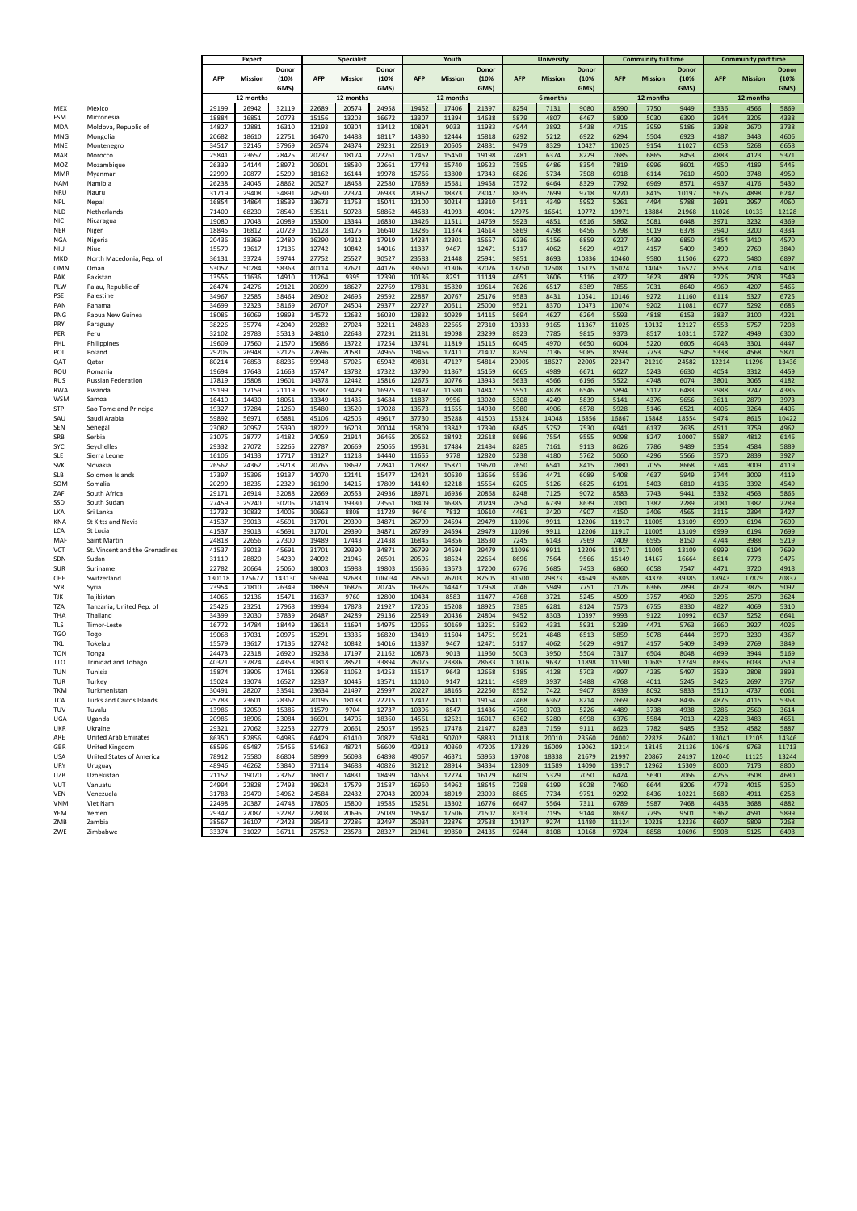| | | Expert | | | Specialist | | | Youth | | | University | | | Community full time | | | Community part time | | |
|---|---|---|---|---|---|---|---|---|---|---|---|---|---|---|---|---|---|---|---|
| | | AFP | Mission | Donor (10% GMS) | AFP | Mission | Donor (10% GMS) | AFP | Mission | Donor (10% GMS) | AFP | Mission | Donor (10% GMS) | AFP | Mission | Donor (10% GMS) | AFP | Mission | Donor (10% GMS) |
| | | 12 months | | | 12 months | | | 12 months | | | 6 months | | | 12 months | | | 12 months | | |
| MEX | Mexico | 29199 | 26942 | 32119 | 22689 | 20574 | 24958 | 19452 | 17406 | 21397 | 8254 | 7131 | 9080 | 8590 | 7750 | 9449 | 5336 | 4566 | 5869 |
| FSM | Micronesia | 18884 | 16851 | 20773 | 15156 | 13203 | 16672 | 13307 | 11394 | 14638 | 5879 | 4807 | 6467 | 5809 | 5030 | 6390 | 3944 | 3205 | 4338 |
| MDA | Moldova, Republic of | 14827 | 12881 | 16310 | 12193 | 10304 | 13412 | 10894 | 9033 | 11983 | 4944 | 3892 | 5438 | 4715 | 3959 | 5186 | 3398 | 2670 | 3738 |
| MNG | Mongolia | 20682 | 18610 | 22751 | 16470 | 14488 | 18117 | 14380 | 12444 | 15818 | 6292 | 5212 | 6922 | 6294 | 5504 | 6923 | 4187 | 3443 | 4606 |
| MNE | Montenegro | 34517 | 32145 | 37969 | 26574 | 24374 | 29231 | 22619 | 20505 | 24881 | 9479 | 8329 | 10427 | 10025 | 9154 | 11027 | 6053 | 5268 | 6658 |
| MAR | Morocco | 25841 | 23657 | 28425 | 20237 | 18174 | 22261 | 17452 | 15450 | 19198 | 7481 | 6374 | 8229 | 7685 | 6865 | 8453 | 4883 | 4123 | 5371 |
| MOZ | Mozambique | 26339 | 24144 | 28972 | 20601 | 18530 | 22661 | 17748 | 15740 | 19523 | 7595 | 6486 | 8354 | 7819 | 6996 | 8601 | 4950 | 4189 | 5445 |
| MMR | Myanmar | 22999 | 20877 | 25299 | 18162 | 16144 | 19978 | 15766 | 13800 | 17343 | 6826 | 5734 | 7508 | 6918 | 6114 | 7610 | 4500 | 3748 | 4950 |
| NAM | Namibia | 26238 | 24045 | 28862 | 20527 | 18458 | 22580 | 17689 | 15681 | 19458 | 7572 | 6464 | 8329 | 7792 | 6969 | 8571 | 4937 | 4176 | 5430 |
| NRU | Nauru | 31719 | 29408 | 34891 | 24530 | 22374 | 26983 | 20952 | 18873 | 23047 | 8835 | 7699 | 9718 | 9270 | 8415 | 10197 | 5675 | 4898 | 6242 |
| NPL | Nepal | 16854 | 14864 | 18539 | 13673 | 11753 | 15041 | 12100 | 10214 | 13310 | 5411 | 4349 | 5952 | 5261 | 4494 | 5788 | 3691 | 2957 | 4060 |
| NLD | Netherlands | 71400 | 68230 | 78540 | 53511 | 50728 | 58862 | 44583 | 41993 | 49041 | 17975 | 16641 | 19772 | 19971 | 18884 | 21968 | 11026 | 10133 | 12128 |
| NIC | Nicaragua | 19080 | 17043 | 20989 | 15300 | 13344 | 16830 | 13426 | 11511 | 14769 | 5923 | 4851 | 6516 | 5862 | 5081 | 6448 | 3971 | 3232 | 4369 |
| NER | Niger | 18845 | 16812 | 20729 | 15128 | 13175 | 16640 | 13286 | 11374 | 14614 | 5869 | 4798 | 6456 | 5798 | 5019 | 6378 | 3940 | 3200 | 4334 |
| NGA | Nigeria | 20436 | 18369 | 22480 | 16290 | 14312 | 17919 | 14234 | 12301 | 15657 | 6236 | 5156 | 6859 | 6227 | 5439 | 6850 | 4154 | 3410 | 4570 |
| NIU | Niue | 15579 | 13617 | 17136 | 12742 | 10842 | 14016 | 11337 | 9467 | 12471 | 5117 | 4062 | 5629 | 4917 | 4157 | 5409 | 3499 | 2769 | 3849 |
| MKD | North Macedonia, Rep. of | 36131 | 33724 | 39744 | 27752 | 25527 | 30527 | 23583 | 21448 | 25941 | 9851 | 8693 | 10836 | 10460 | 9580 | 11506 | 6270 | 5480 | 6897 |
| OMN | Oman | 53057 | 50284 | 58363 | 40114 | 37621 | 44126 | 33660 | 31306 | 37026 | 13750 | 12508 | 15125 | 15024 | 14045 | 16527 | 8553 | 7714 | 9408 |
| PAK | Pakistan | 13555 | 11636 | 14910 | 11264 | 9395 | 12390 | 10136 | 8291 | 11149 | 4651 | 3606 | 5116 | 4372 | 3623 | 4809 | 3226 | 2503 | 3549 |
| PLW | Palau, Republic of | 26474 | 24276 | 29121 | 20699 | 18627 | 22769 | 17831 | 15820 | 19614 | 7626 | 6517 | 8389 | 7855 | 7031 | 8640 | 4969 | 4207 | 5465 |
| PSE | Palestine | 34967 | 32585 | 38464 | 26902 | 24695 | 29592 | 22887 | 20767 | 25176 | 9583 | 8431 | 10541 | 10146 | 9272 | 11160 | 6114 | 5327 | 6725 |
| PAN | Panama | 34699 | 32323 | 38169 | 26707 | 24504 | 29377 | 22727 | 20611 | 25000 | 9521 | 8370 | 10473 | 10074 | 9202 | 11081 | 6077 | 5292 | 6685 |
| PNG | Papua New Guinea | 18085 | 16069 | 19893 | 14572 | 12632 | 16030 | 12832 | 10929 | 14115 | 5694 | 4627 | 6264 | 5593 | 4818 | 6153 | 3837 | 3100 | 4221 |
| PRY | Paraguay | 38226 | 35774 | 42049 | 29282 | 27024 | 32211 | 24828 | 22665 | 27310 | 10333 | 9165 | 11367 | 11025 | 10132 | 12127 | 6553 | 5757 | 7208 |
| PER | Peru | 32102 | 29783 | 35313 | 24810 | 22648 | 27291 | 21181 | 19098 | 23299 | 8923 | 7785 | 9815 | 9373 | 8517 | 10311 | 5727 | 4949 | 6300 |
| PHL | Philippines | 19609 | 17560 | 21570 | 15686 | 13722 | 17254 | 13741 | 11819 | 15115 | 6045 | 4970 | 6650 | 6004 | 5220 | 6605 | 4043 | 3301 | 4447 |
| POL | Poland | 29205 | 26948 | 32126 | 22696 | 20581 | 24965 | 19456 | 17411 | 21402 | 8259 | 7136 | 9085 | 8593 | 7753 | 9452 | 5338 | 4568 | 5871 |
| QAT | Qatar | 80214 | 76853 | 88235 | 59948 | 57025 | 65942 | 49831 | 47127 | 54814 | 20005 | 18627 | 22005 | 22347 | 21210 | 24582 | 12214 | 11296 | 13436 |
| ROU | Romania | 19694 | 17643 | 21663 | 15747 | 13782 | 17322 | 13790 | 11867 | 15169 | 6065 | 4989 | 6671 | 6027 | 5243 | 6630 | 4054 | 3312 | 4459 |
| RUS | Russian Federation | 17819 | 15808 | 19601 | 14378 | 12442 | 15816 | 12675 | 10776 | 13943 | 5633 | 4566 | 6196 | 5522 | 4748 | 6074 | 3801 | 3065 | 4182 |
| RWA | Rwanda | 19199 | 17159 | 21119 | 15387 | 13429 | 16925 | 13497 | 11580 | 14847 | 5951 | 4878 | 6546 | 5894 | 5112 | 6483 | 3988 | 3247 | 4386 |
| WSM | Samoa | 16410 | 14430 | 18051 | 13349 | 11435 | 14684 | 11837 | 9956 | 13020 | 5308 | 4249 | 5839 | 5141 | 4376 | 5656 | 3611 | 2879 | 3973 |
| STP | Sao Tome and Principe | 19327 | 17284 | 21260 | 15480 | 13520 | 17028 | 13573 | 11655 | 14930 | 5980 | 4906 | 6578 | 5928 | 5146 | 6521 | 4005 | 3264 | 4405 |
| SAU | Saudi Arabia | 59892 | 56971 | 65881 | 45106 | 42505 | 49617 | 37730 | 35288 | 41503 | 15324 | 14048 | 16856 | 16867 | 15848 | 18554 | 9474 | 8615 | 10422 |
| SEN | Senegal | 23082 | 20957 | 25390 | 18222 | 16203 | 20044 | 15809 | 13842 | 17390 | 6845 | 5752 | 7530 | 6941 | 6137 | 7635 | 4511 | 3759 | 4962 |
| SRB | Serbia | 31075 | 28777 | 34182 | 24059 | 21914 | 26465 | 20562 | 18492 | 22618 | 8686 | 7554 | 9555 | 9098 | 8247 | 10007 | 5587 | 4812 | 6146 |
| SYC | Seychelles | 29332 | 27072 | 32265 | 22787 | 20669 | 25065 | 19531 | 17484 | 21484 | 8285 | 7161 | 9113 | 8626 | 7786 | 9489 | 5354 | 4584 | 5889 |
| SLE | Sierra Leone | 16106 | 14133 | 17717 | 13127 | 11218 | 14440 | 11655 | 9778 | 12820 | 5238 | 4180 | 5762 | 5060 | 4296 | 5566 | 3570 | 2839 | 3927 |
| SVK | Slovakia | 26562 | 24362 | 29218 | 20765 | 18692 | 22841 | 17882 | 15871 | 19670 | 7650 | 6541 | 8415 | 7880 | 7055 | 8668 | 3744 | 3009 | 4119 |
| SLB | Solomon Islands | 17397 | 15396 | 19137 | 14070 | 12141 | 15477 | 12424 | 10530 | 13666 | 5536 | 4471 | 6089 | 5408 | 4637 | 5949 | 3744 | 3009 | 4119 |
| SOM | Somalia | 20299 | 18235 | 22329 | 16190 | 14215 | 17809 | 14149 | 12218 | 15564 | 6205 | 5126 | 6825 | 6191 | 5403 | 6810 | 4136 | 3392 | 4549 |
| ZAF | South Africa | 29171 | 26914 | 32088 | 22669 | 20553 | 24936 | 18971 | 16936 | 20868 | 8248 | 7125 | 9072 | 8583 | 7743 | 9441 | 5332 | 4563 | 5865 |
| SSD | South Sudan | 27459 | 25240 | 30205 | 21419 | 19330 | 23561 | 18409 | 16385 | 20249 | 7854 | 6739 | 8639 | 2081 | 1382 | 2289 | 2081 | 1382 | 2289 |
| LKA | Sri Lanka | 12732 | 10832 | 14005 | 10663 | 8808 | 11729 | 9646 | 7812 | 10610 | 4461 | 3420 | 4907 | 4150 | 3406 | 4565 | 3115 | 2394 | 3427 |
| KNA | St Kitts and Nevis | 41537 | 39013 | 45691 | 31701 | 29390 | 34871 | 26799 | 24594 | 29479 | 11096 | 9911 | 12206 | 11917 | 11005 | 13109 | 6999 | 6194 | 7699 |
| LCA | St Lucia | 41537 | 39013 | 45691 | 31701 | 29390 | 34871 | 26799 | 24594 | 29479 | 11096 | 9911 | 12206 | 11917 | 11005 | 13109 | 6999 | 6194 | 7699 |
| MAF | Saint Martin | 24818 | 22656 | 27300 | 19489 | 17443 | 21438 | 16845 | 14856 | 18530 | 7245 | 6143 | 7969 | 7409 | 6595 | 8150 | 4744 | 3988 | 5219 |
| VCT | St. Vincent and the Grenadines | 41537 | 39013 | 45691 | 31701 | 29390 | 34871 | 26799 | 24594 | 29479 | 11096 | 9911 | 12206 | 11917 | 11005 | 13109 | 6999 | 6194 | 7699 |
| SDN | Sudan | 31119 | 28820 | 34230 | 24092 | 21945 | 26501 | 20595 | 18524 | 22654 | 8696 | 7564 | 9566 | 15149 | 14167 | 16664 | 8614 | 7773 | 9475 |
| SUR | Suriname | 22782 | 20664 | 25060 | 18003 | 15988 | 19803 | 15636 | 13673 | 17200 | 6776 | 5685 | 7453 | 6860 | 6058 | 7547 | 4471 | 3720 | 4918 |
| CHE | Switzerland | 130118 | 125677 | 143130 | 96394 | 92683 | 106034 | 79550 | 76203 | 87505 | 31500 | 29873 | 34649 | 35805 | 34376 | 39385 | 18943 | 17879 | 20837 |
| SYR | Syria | 23954 | 21810 | 26349 | 18859 | 16826 | 20745 | 16326 | 14347 | 17958 | 7046 | 5949 | 7751 | 7176 | 6366 | 7893 | 4629 | 3875 | 5092 |
| TJK | Tajikistan | 14065 | 12136 | 15471 | 11637 | 9760 | 12800 | 10434 | 8583 | 11477 | 4768 | 3721 | 5245 | 4509 | 3757 | 4960 | 3295 | 2570 | 3624 |
| TZA | Tanzania, United Rep. of | 25426 | 23251 | 27968 | 19934 | 17878 | 21927 | 17205 | 15208 | 18925 | 7385 | 6281 | 8124 | 7573 | 6755 | 8330 | 4827 | 4069 | 5310 |
| THA | Thailand | 34399 | 32030 | 37839 | 26487 | 24289 | 29136 | 22549 | 20436 | 24804 | 9452 | 8303 | 10397 | 9993 | 9122 | 10992 | 6037 | 5252 | 6641 |
| TLS | Timor-Leste | 16772 | 14784 | 18449 | 13614 | 11694 | 14975 | 12055 | 10169 | 13261 | 5392 | 4331 | 5931 | 5239 | 4471 | 5763 | 3660 | 2927 | 4026 |
| TGO | Togo | 19068 | 17031 | 20975 | 15291 | 13335 | 16820 | 13419 | 11504 | 14761 | 5921 | 4848 | 6513 | 5859 | 5078 | 6444 | 3970 | 3230 | 4367 |
| TKL | Tokelau | 15579 | 13617 | 17136 | 12742 | 10842 | 14016 | 11337 | 9467 | 12471 | 5117 | 4062 | 5629 | 4917 | 4157 | 5409 | 3499 | 2769 | 3849 |
| TON | Tonga | 24473 | 22318 | 26920 | 19238 | 17197 | 21162 | 10873 | 9013 | 11960 | 5003 | 3950 | 5504 | 7317 | 6504 | 8048 | 4699 | 3944 | 5169 |
| TTO | Trinidad and Tobago | 40321 | 37824 | 44353 | 30813 | 28521 | 33894 | 26075 | 23886 | 28683 | 10816 | 9637 | 11898 | 11590 | 10685 | 12749 | 6835 | 6033 | 7519 |
| TUN | Tunisia | 15874 | 13905 | 17461 | 12958 | 11052 | 14253 | 11517 | 9643 | 12668 | 5185 | 4128 | 5703 | 4997 | 4235 | 5497 | 3539 | 2808 | 3893 |
| TUR | Turkey | 15024 | 13074 | 16527 | 12337 | 10445 | 13571 | 11010 | 9147 | 12111 | 4989 | 3937 | 5488 | 4768 | 4011 | 5245 | 3425 | 2697 | 3767 |
| TKM | Turkmenistan | 30491 | 28207 | 33541 | 23634 | 21497 | 25997 | 20227 | 18165 | 22250 | 8552 | 7422 | 9407 | 8939 | 8092 | 9833 | 5510 | 4737 | 6061 |
| TCA | Turks and Caicos Islands | 25783 | 23601 | 28362 | 20195 | 18133 | 22215 | 17412 | 15411 | 19154 | 7468 | 6362 | 8214 | 7669 | 6849 | 8436 | 4875 | 4115 | 5363 |
| TUV | Tuvalu | 13986 | 12059 | 15385 | 11579 | 9704 | 12737 | 10396 | 8547 | 11436 | 4750 | 3703 | 5226 | 4489 | 3738 | 4938 | 3285 | 2560 | 3614 |
| UGA | Uganda | 20985 | 18906 | 23084 | 16691 | 14705 | 18360 | 14561 | 12621 | 16017 | 6362 | 5280 | 6998 | 6376 | 5584 | 7013 | 4228 | 3483 | 4651 |
| UKR | Ukraine | 29321 | 27062 | 32253 | 22779 | 20661 | 25057 | 19525 | 17478 | 21477 | 8283 | 7159 | 9111 | 8623 | 7782 | 9485 | 5352 | 4582 | 5887 |
| ARE | United Arab Emirates | 86350 | 82856 | 94985 | 64429 | 61410 | 70872 | 53484 | 50702 | 58833 | 21418 | 20010 | 23560 | 24002 | 22828 | 26402 | 13041 | 12105 | 14346 |
| GBR | United Kingdom | 68596 | 65487 | 75456 | 51463 | 48724 | 56609 | 42913 | 40360 | 47205 | 17329 | 16009 | 19062 | 19214 | 18145 | 21136 | 10648 | 9763 | 11713 |
| USA | United States of America | 78912 | 75580 | 86804 | 58999 | 56098 | 64898 | 49057 | 46371 | 53963 | 19708 | 18338 | 21679 | 21997 | 20867 | 24197 | 12040 | 11125 | 13244 |
| URY | Uruguay | 48946 | 46262 | 53840 | 37114 | 34688 | 40826 | 31212 | 28914 | 34334 | 12809 | 11589 | 14090 | 13917 | 12962 | 15309 | 8000 | 7173 | 8800 |
| UZB | Uzbekistan | 21152 | 19070 | 23267 | 16817 | 14831 | 18499 | 14663 | 12724 | 16129 | 6409 | 5329 | 7050 | 6424 | 5630 | 7066 | 4255 | 3508 | 4680 |
| VUT | Vanuatu | 24994 | 22828 | 27493 | 19624 | 17579 | 21587 | 16950 | 14962 | 18645 | 7298 | 6199 | 8028 | 7460 | 6644 | 8206 | 4773 | 4015 | 5250 |
| VEN | Venezuela | 31783 | 29470 | 34962 | 24584 | 22432 | 27043 | 20994 | 18919 | 23093 | 8865 | 7734 | 9751 | 9292 | 8436 | 10221 | 5689 | 4911 | 6258 |
| VNM | Viet Nam | 22498 | 20387 | 24748 | 17805 | 15800 | 19585 | 15251 | 13302 | 16776 | 6647 | 5564 | 7311 | 6789 | 5987 | 7468 | 4438 | 3688 | 4882 |
| YEM | Yemen | 29347 | 27087 | 32282 | 22808 | 20696 | 25089 | 19547 | 17506 | 21502 | 8313 | 7195 | 9144 | 8637 | 7795 | 9501 | 5362 | 4591 | 5899 |
| ZMB | Zambia | 38567 | 36107 | 42423 | 29543 | 27286 | 32497 | 25034 | 22876 | 27538 | 10437 | 9274 | 11480 | 11124 | 10228 | 12236 | 6607 | 5809 | 7268 |
| ZWE | Zimbabwe | 33374 | 31027 | 36711 | 25752 | 23578 | 28327 | 21941 | 19850 | 24135 | 9244 | 8108 | 10168 | 9724 | 8858 | 10696 | 5908 | 5125 | 6498 |